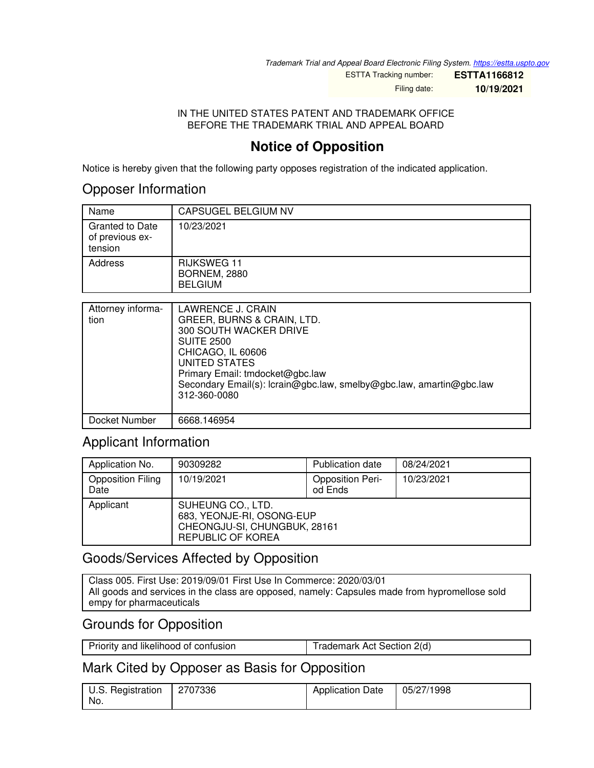*Trademark Trial and Appeal Board Electronic Filing System. https://estta.uspto.gov*

ESTTA Tracking number: **ESTTA1166812**

Filing date: **10/19/2021**

IN THE UNITED STATES PATENT AND TRADEMARK OFFICE
BEFORE THE TRADEMARK TRIAL AND APPEAL BOARD

# Notice of Opposition

Notice is hereby given that the following party opposes registration of the indicated application.

## Opposer Information

| Name | CAPSUGEL BELGIUM NV |
|---|---|
| Granted to Date of previous extension | 10/23/2021 |
| Address | RIJKSWEG 11<br>BORNEM, 2880<br>BELGIUM |

| Attorney information | LAWRENCE J. CRAIN<br>GREER, BURNS & CRAIN, LTD.<br>300 SOUTH WACKER DRIVE<br>SUITE 2500<br>CHICAGO, IL 60606<br>UNITED STATES<br>Primary Email: tmdocket@gbc.law<br>Secondary Email(s): lcrain@gbc.law, smelby@gbc.law, amartin@gbc.law<br>312-360-0080 |
|---|---|
| Docket Number | 6668.146954 |

## Applicant Information

| Application No. | 90309282 | Publication date | 08/24/2021 |
|---|---|---|---|
| Opposition Filing Date | 10/19/2021 | Opposition Period Ends | 10/23/2021 |
| Applicant | SUHEUNG CO., LTD.<br>683, YEONJE-RI, OSONG-EUP<br>CHEONGJU-SI, CHUNGBUK, 28161<br>REPUBLIC OF KOREA | | |

## Goods/Services Affected by Opposition

Class 005. First Use: 2019/09/01 First Use In Commerce: 2020/03/01
All goods and services in the class are opposed, namely: Capsules made from hypromellose sold empy for pharmaceuticals

## Grounds for Opposition

| Priority and likelihood of confusion | Trademark Act Section 2(d) |
|---|---|

## Mark Cited by Opposer as Basis for Opposition

| U.S. Registration No. | 2707336 | Application Date | 05/27/1998 |
|---|---|---|---|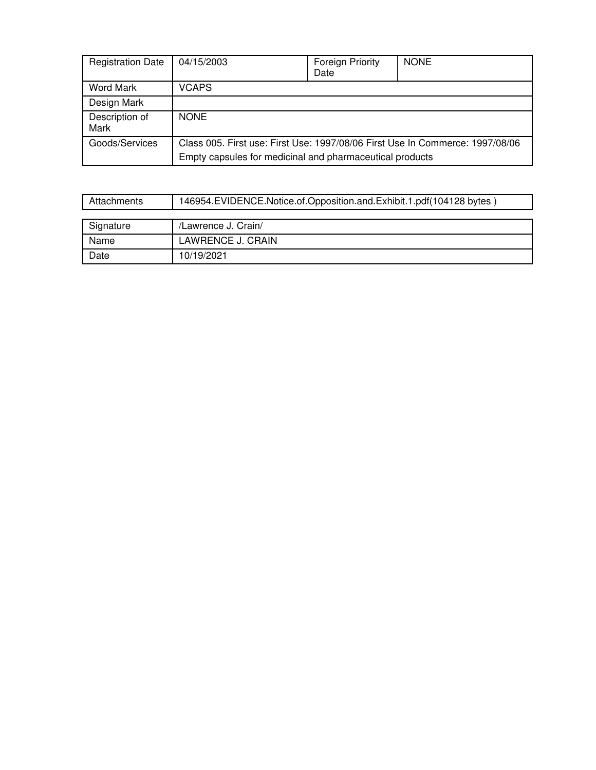| Registration Date | 04/15/2003 | Foreign Priority Date | NONE |
| --- | --- | --- | --- |
| Word Mark | VCAPS | | |
| Design Mark | | | |
| Description of Mark | NONE | | |
| Goods/Services | Class 005. First use: First Use: 1997/08/06 First Use In Commerce: 1997/08/06<br>Empty capsules for medicinal and pharmaceutical products | | |

| Attachments | 146954.EVIDENCE.Notice.of.Opposition.and.Exhibit.1.pdf(104128 bytes ) |
| --- | --- |

| Signature | /Lawrence J. Crain/ |
| --- | --- |
| Name | LAWRENCE J. CRAIN |
| Date | 10/19/2021 |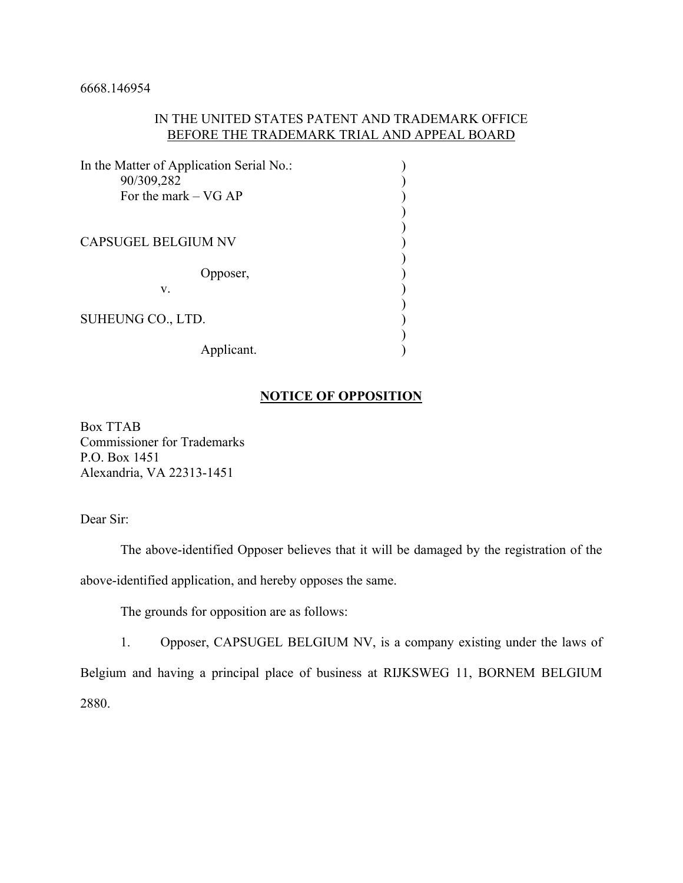6668.146954

IN THE UNITED STATES PATENT AND TRADEMARK OFFICE
BEFORE THE TRADEMARK TRIAL AND APPEAL BOARD

In the Matter of Application Serial No.:
90/309,282
For the mark – VG AP

CAPSUGEL BELGIUM NV

Opposer,

v.

SUHEUNG CO., LTD.

Applicant.

## NOTICE OF OPPOSITION

Box TTAB
Commissioner for Trademarks
P.O. Box 1451
Alexandria, VA 22313-1451

Dear Sir:

The above-identified Opposer believes that it will be damaged by the registration of the above-identified application, and hereby opposes the same.

The grounds for opposition are as follows:

1. Opposer, CAPSUGEL BELGIUM NV, is a company existing under the laws of Belgium and having a principal place of business at RIJKSWEG 11, BORNEM BELGIUM 2880.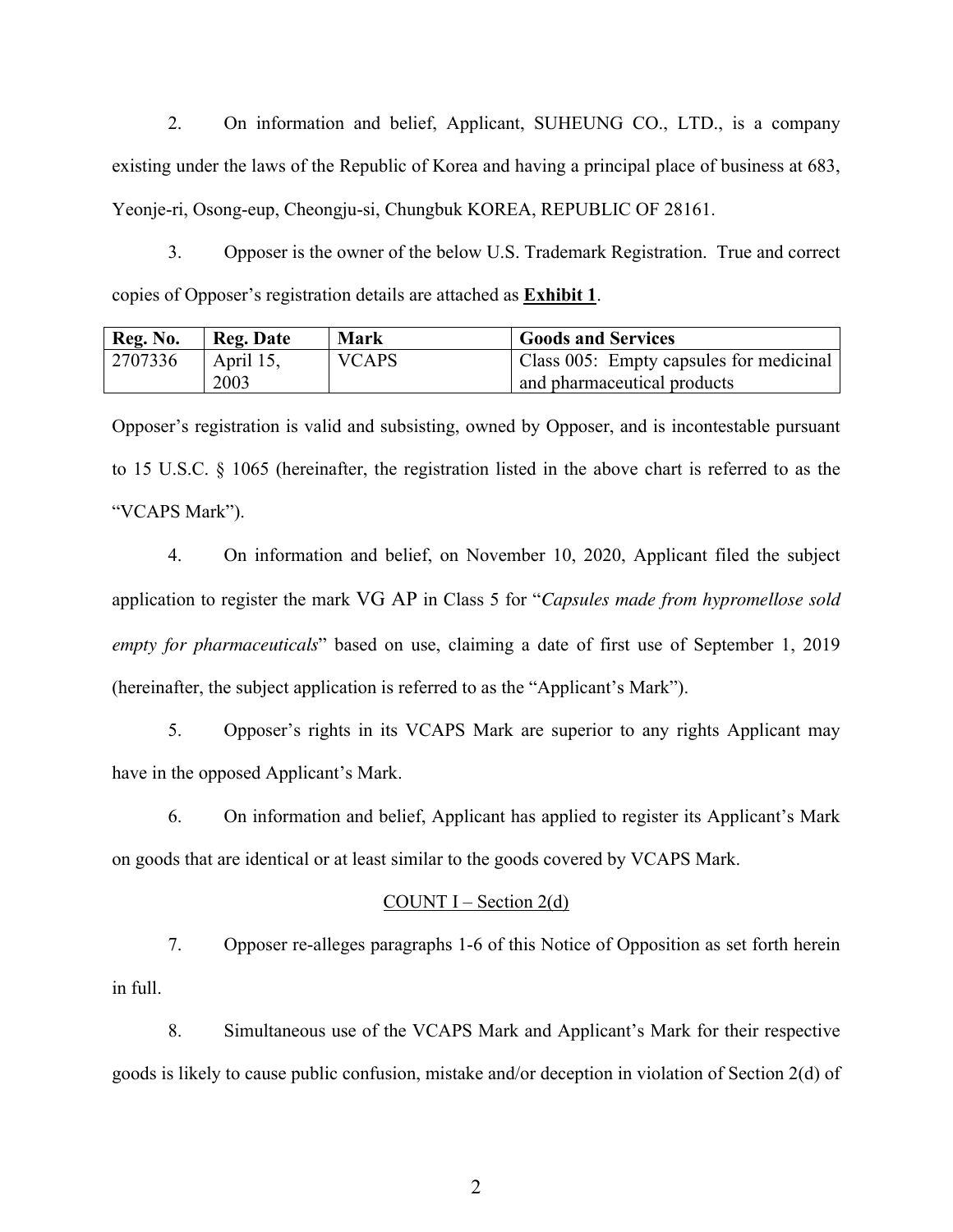2. On information and belief, Applicant, SUHEUNG CO., LTD., is a company existing under the laws of the Republic of Korea and having a principal place of business at 683, Yeonje-ri, Osong-eup, Cheongju-si, Chungbuk KOREA, REPUBLIC OF 28161.

3. Opposer is the owner of the below U.S. Trademark Registration. True and correct copies of Opposer's registration details are attached as **Exhibit 1**.

| Reg. No. | Reg. Date | Mark | Goods and Services |
|---|---|---|---|
| 2707336 | April 15, 2003 | VCAPS | Class 005: Empty capsules for medicinal and pharmaceutical products |

Opposer's registration is valid and subsisting, owned by Opposer, and is incontestable pursuant to 15 U.S.C. § 1065 (hereinafter, the registration listed in the above chart is referred to as the "VCAPS Mark").

4. On information and belief, on November 10, 2020, Applicant filed the subject application to register the mark VG AP in Class 5 for "*Capsules made from hypromellose sold empty for pharmaceuticals*" based on use, claiming a date of first use of September 1, 2019 (hereinafter, the subject application is referred to as the "Applicant's Mark").

5. Opposer's rights in its VCAPS Mark are superior to any rights Applicant may have in the opposed Applicant's Mark.

6. On information and belief, Applicant has applied to register its Applicant's Mark on goods that are identical or at least similar to the goods covered by VCAPS Mark.

COUNT I – Section 2(d)

7. Opposer re-alleges paragraphs 1-6 of this Notice of Opposition as set forth herein in full.

8. Simultaneous use of the VCAPS Mark and Applicant's Mark for their respective goods is likely to cause public confusion, mistake and/or deception in violation of Section 2(d) of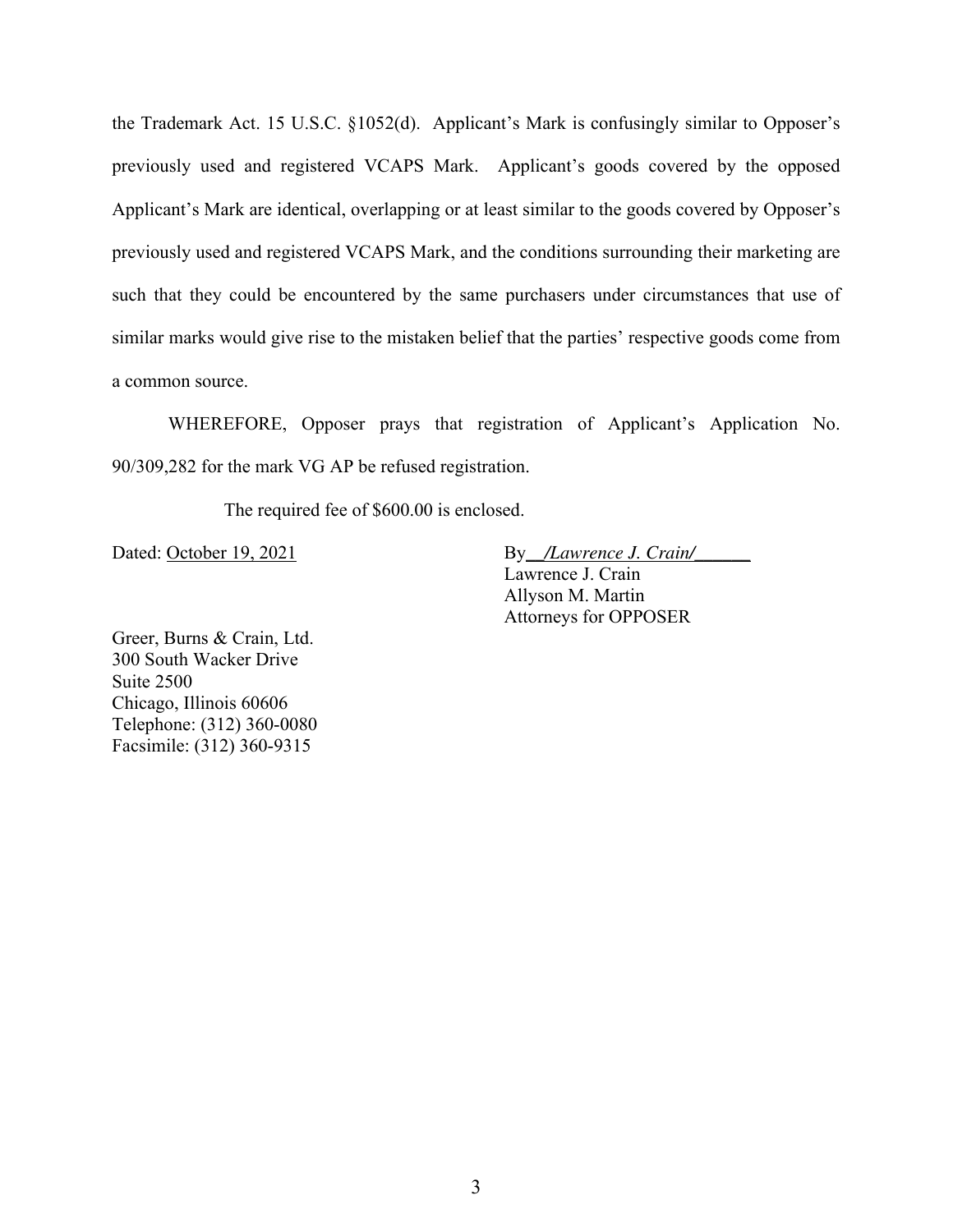the Trademark Act. 15 U.S.C. §1052(d). Applicant's Mark is confusingly similar to Opposer's previously used and registered VCAPS Mark. Applicant's goods covered by the opposed Applicant's Mark are identical, overlapping or at least similar to the goods covered by Opposer's previously used and registered VCAPS Mark, and the conditions surrounding their marketing are such that they could be encountered by the same purchasers under circumstances that use of similar marks would give rise to the mistaken belief that the parties' respective goods come from a common source.

WHEREFORE, Opposer prays that registration of Applicant's Application No. 90/309,282 for the mark VG AP be refused registration.

The required fee of $600.00 is enclosed.

Dated: October 19, 2021

By *\_\_/Lawrence J. Crain/\_\_\_\_\_\_*
Lawrence J. Crain
Allyson M. Martin
Attorneys for OPPOSER

Greer, Burns & Crain, Ltd.
300 South Wacker Drive
Suite 2500
Chicago, Illinois 60606
Telephone: (312) 360-0080
Facsimile: (312) 360-9315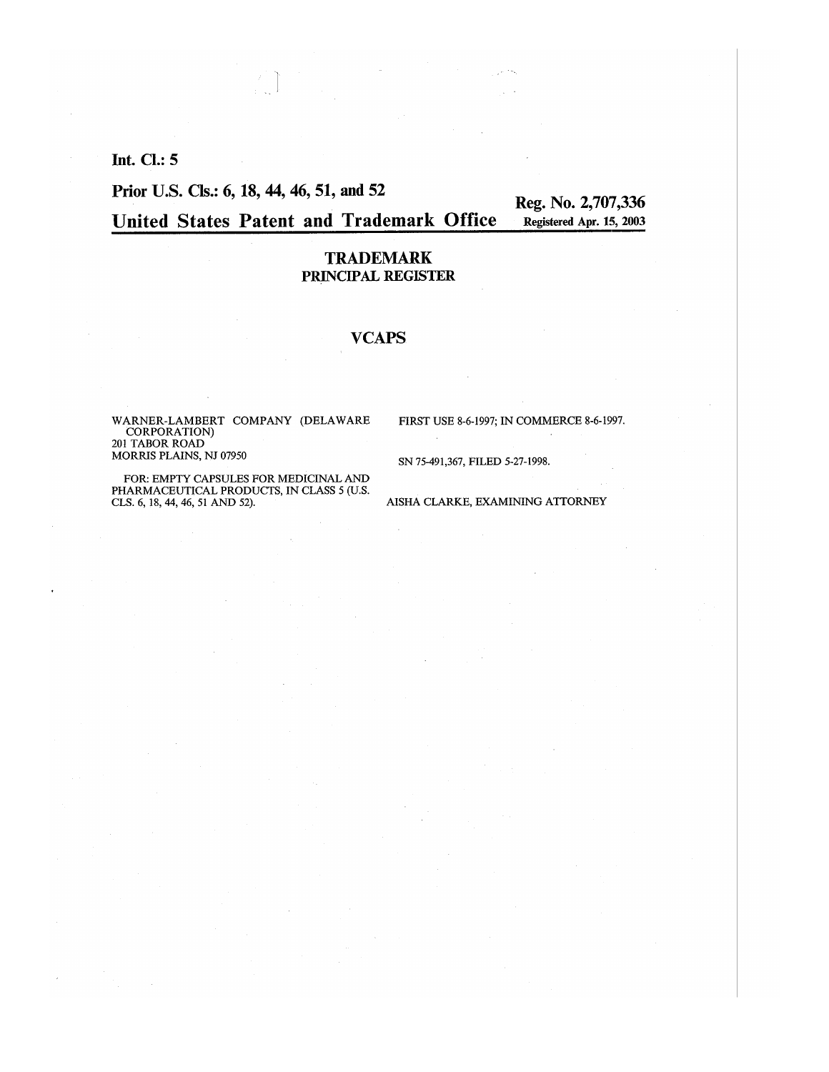**Int. Cl.: 5**

**Prior U.S. Cls.: 6, 18, 44, 46, 51, and 52**

**Reg. No. 2,707,336**
**Registered Apr. 15, 2003**

# United States Patent and Trademark Office

## TRADEMARK
## PRINCIPAL REGISTER

## VCAPS

WARNER-LAMBERT COMPANY (DELAWARE CORPORATION)
201 TABOR ROAD
MORRIS PLAINS, NJ 07950

FOR: EMPTY CAPSULES FOR MEDICINAL AND PHARMACEUTICAL PRODUCTS, IN CLASS 5 (U.S. CLS. 6, 18, 44, 46, 51 AND 52).

FIRST USE 8-6-1997; IN COMMERCE 8-6-1997.

SN 75-491,367, FILED 5-27-1998.

AISHA CLARKE, EXAMINING ATTORNEY